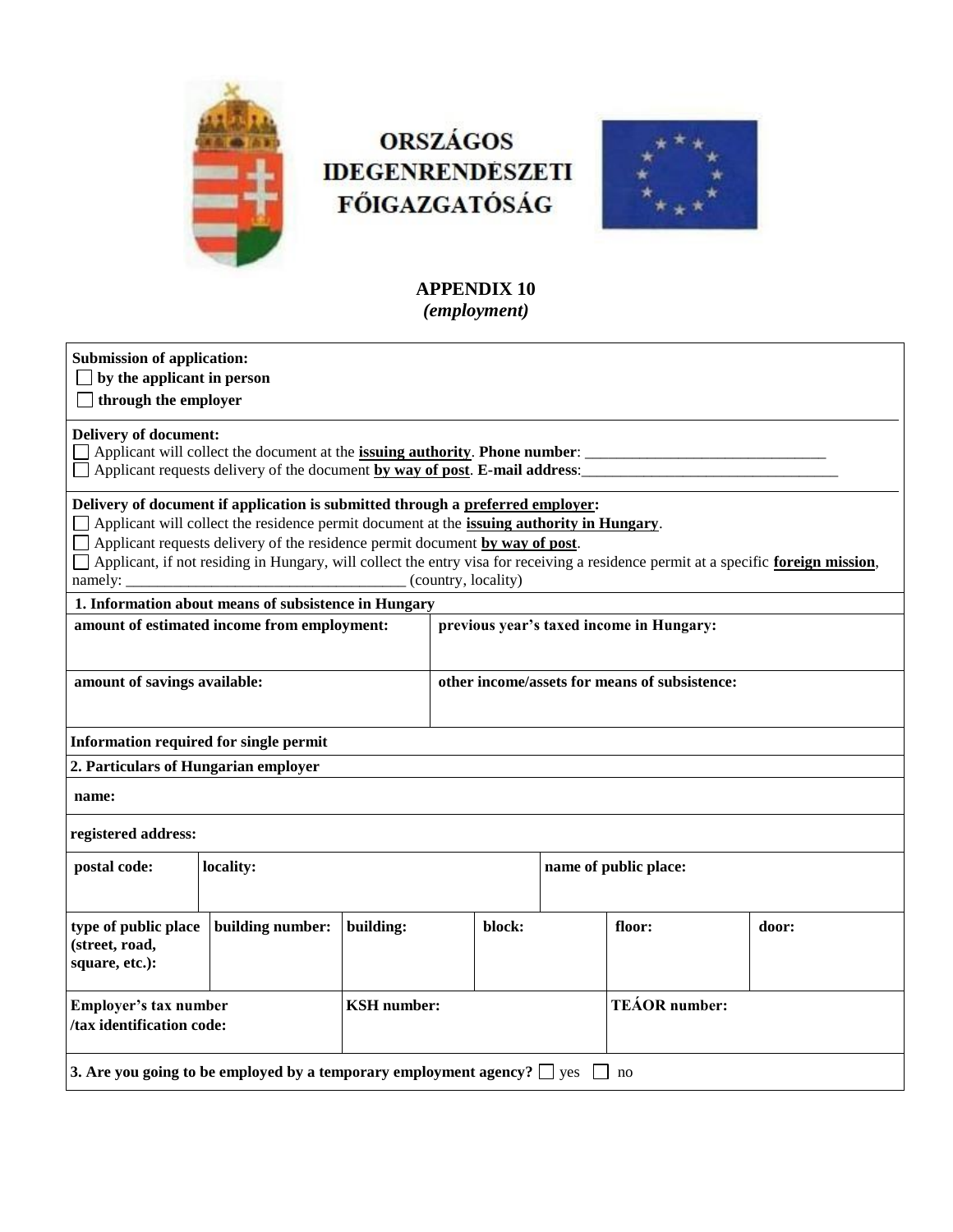**ORSZÁGOS IDEGENRENDÉSZETI FŐIGAZGATÓSÁG**

## APPENDIX 10
*(employment)*

**Submission of application:**
☐ **by the applicant in person**
☐ **through the employer**

**Delivery of document:**
☐ Applicant will collect the document at the **issuing authority**. **Phone number**: ______________________________
☐ Applicant requests delivery of the document **by way of post**. **E-mail address**:________________________________

**Delivery of document if application is submitted through a preferred employer:**
☐ Applicant will collect the residence permit document at the **issuing authority in Hungary**.
☐ Applicant requests delivery of the residence permit document **by way of post**.
☐ Applicant, if not residing in Hungary, will collect the entry visa for receiving a residence permit at a specific **foreign mission**, namely: ___________________________________ (country, locality)

| **1. Information about means of subsistence in Hungary** | |
|---|---|
| **amount of estimated income from employment:** | **previous year's taxed income in Hungary:** |
| **amount of savings available:** | **other income/assets for means of subsistence:** |

**Information required for single permit**

**2. Particulars of Hungarian employer**

| **name:** | | | | | |
|---|---|---|---|---|---|
| **registered address:** | | | | | |
| **postal code:** | **locality:** | | | **name of public place:** | |
| **type of public place (street, road, square, etc.):** | **building number:** | **building:** | **block:** | **floor:** | **door:** |
| **Employer's tax number /tax identification code:** | | **KSH number:** | | **TEÁOR number:** | |

**3. Are you going to be employed by a temporary employment agency?** ☐ yes ☐ no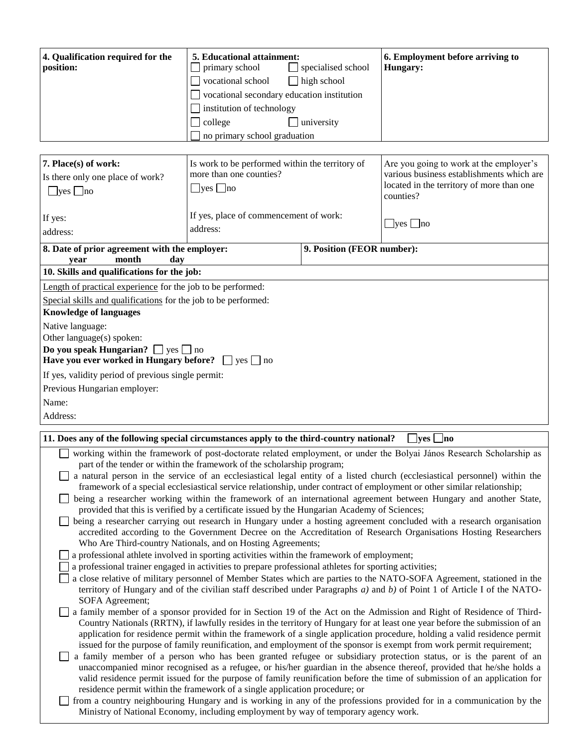| **4. Qualification required for the position:** | **5. Educational attainment:**<br>☐ primary school ☐ specialised school<br>☐ vocational school ☐ high school<br>☐ vocational secondary education institution<br>☐ institution of technology<br>☐ college ☐ university<br>☐ no primary school graduation | **6. Employment before arriving to Hungary:** |
|---|---|---|

| **7. Place(s) of work:**<br>Is there only one place of work?<br>☐yes ☐no<br><br>If yes:<br>address: | Is work to be performed within the territory of more than one counties?<br>☐yes ☐no<br><br>If yes, place of commencement of work:<br>address: | Are you going to work at the employer's various business establishments which are located in the territory of more than one counties?<br><br>☐yes ☐no |
|---|---|---|
| **8. Date of prior agreement with the employer:**<br>**year month day** | **9. Position (FEOR number):** | |

**10. Skills and qualifications for the job:**

Length of practical experience for the job to be performed:

Special skills and qualifications for the job to be performed:

**Knowledge of languages**

Native language:

Other language(s) spoken:

**Do you speak Hungarian?** ☐ yes ☐ no

**Have you ever worked in Hungary before?** ☐ yes ☐ no

If yes, validity period of previous single permit:

Previous Hungarian employer:

Name:

Address:

**11. Does any of the following special circumstances apply to the third-country national?** ☐**yes** ☐**no**

- ☐ working within the framework of post-doctorate related employment, or under the Bolyai János Research Scholarship as part of the tender or within the framework of the scholarship program;
- ☐ a natural person in the service of an ecclesiastical legal entity of a listed church (ecclesiastical personnel) within the framework of a special ecclesiastical service relationship, under contract of employment or other similar relationship;
- ☐ being a researcher working within the framework of an international agreement between Hungary and another State, provided that this is verified by a certificate issued by the Hungarian Academy of Sciences;
- ☐ being a researcher carrying out research in Hungary under a hosting agreement concluded with a research organisation accredited according to the Government Decree on the Accreditation of Research Organisations Hosting Researchers Who Are Third-country Nationals, and on Hosting Agreements;
- ☐ a professional athlete involved in sporting activities within the framework of employment;
- ☐ a professional trainer engaged in activities to prepare professional athletes for sporting activities;
- ☐ a close relative of military personnel of Member States which are parties to the NATO-SOFA Agreement, stationed in the territory of Hungary and of the civilian staff described under Paragraphs *a)* and *b)* of Point 1 of Article I of the NATO-SOFA Agreement;
- ☐ a family member of a sponsor provided for in Section 19 of the Act on the Admission and Right of Residence of Third-Country Nationals (RRTN), if lawfully resides in the territory of Hungary for at least one year before the submission of an application for residence permit within the framework of a single application procedure, holding a valid residence permit issued for the purpose of family reunification, and employment of the sponsor is exempt from work permit requirement;
- ☐ a family member of a person who has been granted refugee or subsidiary protection status, or is the parent of an unaccompanied minor recognised as a refugee, or his/her guardian in the absence thereof, provided that he/she holds a valid residence permit issued for the purpose of family reunification before the time of submission of an application for residence permit within the framework of a single application procedure; or
- ☐ from a country neighbouring Hungary and is working in any of the professions provided for in a communication by the Ministry of National Economy, including employment by way of temporary agency work.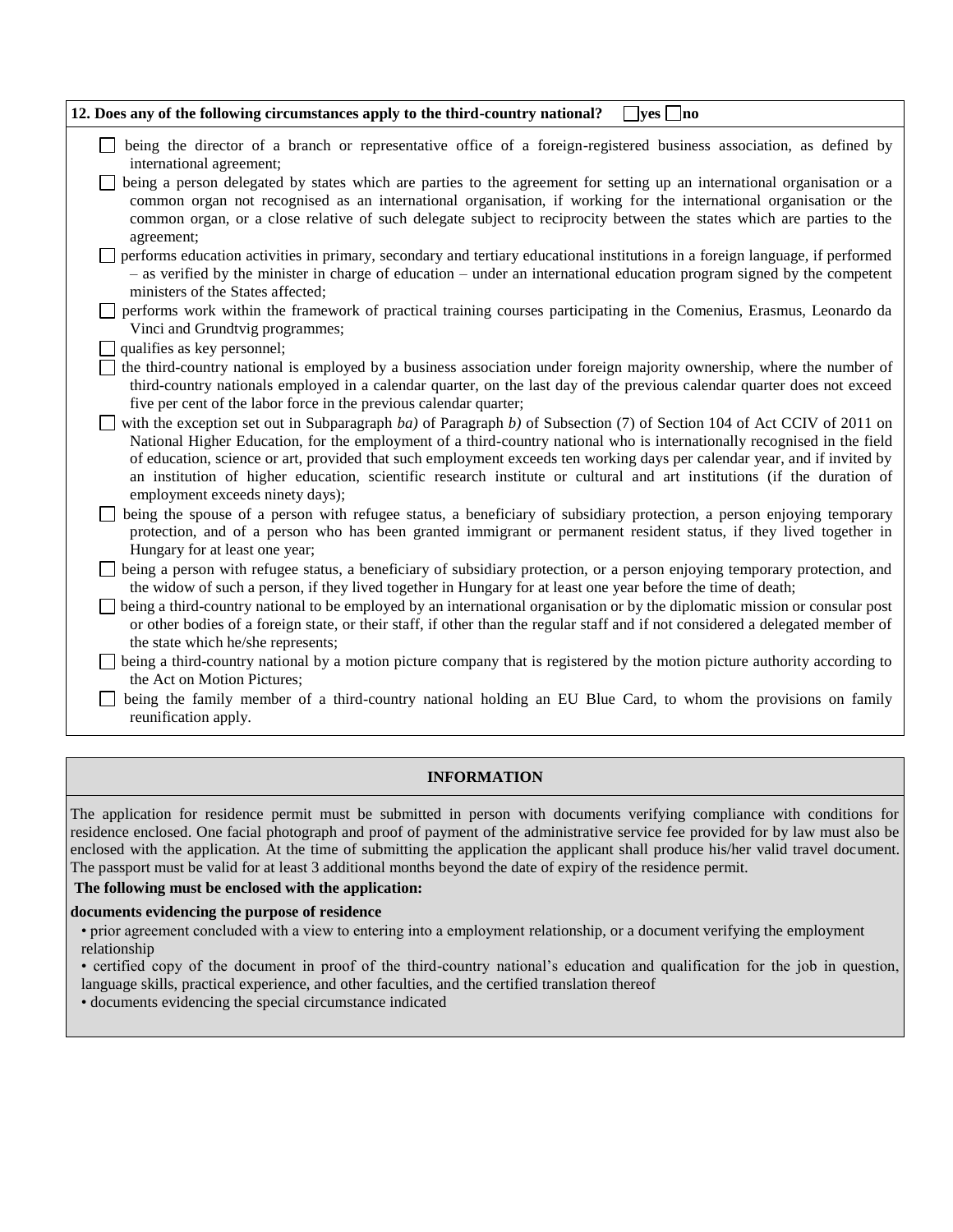**12. Does any of the following circumstances apply to the third-country national?** ☐ **yes** ☐ **no**

- ☐ being the director of a branch or representative office of a foreign-registered business association, as defined by international agreement;
- ☐ being a person delegated by states which are parties to the agreement for setting up an international organisation or a common organ not recognised as an international organisation, if working for the international organisation or the common organ, or a close relative of such delegate subject to reciprocity between the states which are parties to the agreement;
- ☐ performs education activities in primary, secondary and tertiary educational institutions in a foreign language, if performed – as verified by the minister in charge of education – under an international education program signed by the competent ministers of the States affected;
- ☐ performs work within the framework of practical training courses participating in the Comenius, Erasmus, Leonardo da Vinci and Grundtvig programmes;
- ☐ qualifies as key personnel;
- ☐ the third-country national is employed by a business association under foreign majority ownership, where the number of third-country nationals employed in a calendar quarter, on the last day of the previous calendar quarter does not exceed five per cent of the labor force in the previous calendar quarter;
- ☐ with the exception set out in Subparagraph *ba)* of Paragraph *b)* of Subsection (7) of Section 104 of Act CCIV of 2011 on National Higher Education, for the employment of a third-country national who is internationally recognised in the field of education, science or art, provided that such employment exceeds ten working days per calendar year, and if invited by an institution of higher education, scientific research institute or cultural and art institutions (if the duration of employment exceeds ninety days);
- ☐ being the spouse of a person with refugee status, a beneficiary of subsidiary protection, a person enjoying temporary protection, and of a person who has been granted immigrant or permanent resident status, if they lived together in Hungary for at least one year;
- ☐ being a person with refugee status, a beneficiary of subsidiary protection, or a person enjoying temporary protection, and the widow of such a person, if they lived together in Hungary for at least one year before the time of death;
- ☐ being a third-country national to be employed by an international organisation or by the diplomatic mission or consular post or other bodies of a foreign state, or their staff, if other than the regular staff and if not considered a delegated member of the state which he/she represents;
- ☐ being a third-country national by a motion picture company that is registered by the motion picture authority according to the Act on Motion Pictures;
- ☐ being the family member of a third-country national holding an EU Blue Card, to whom the provisions on family reunification apply.

## INFORMATION

The application for residence permit must be submitted in person with documents verifying compliance with conditions for residence enclosed. One facial photograph and proof of payment of the administrative service fee provided for by law must also be enclosed with the application. At the time of submitting the application the applicant shall produce his/her valid travel document. The passport must be valid for at least 3 additional months beyond the date of expiry of the residence permit.

**The following must be enclosed with the application:**

**documents evidencing the purpose of residence**

- prior agreement concluded with a view to entering into a employment relationship, or a document verifying the employment relationship
- certified copy of the document in proof of the third-country national's education and qualification for the job in question, language skills, practical experience, and other faculties, and the certified translation thereof
- documents evidencing the special circumstance indicated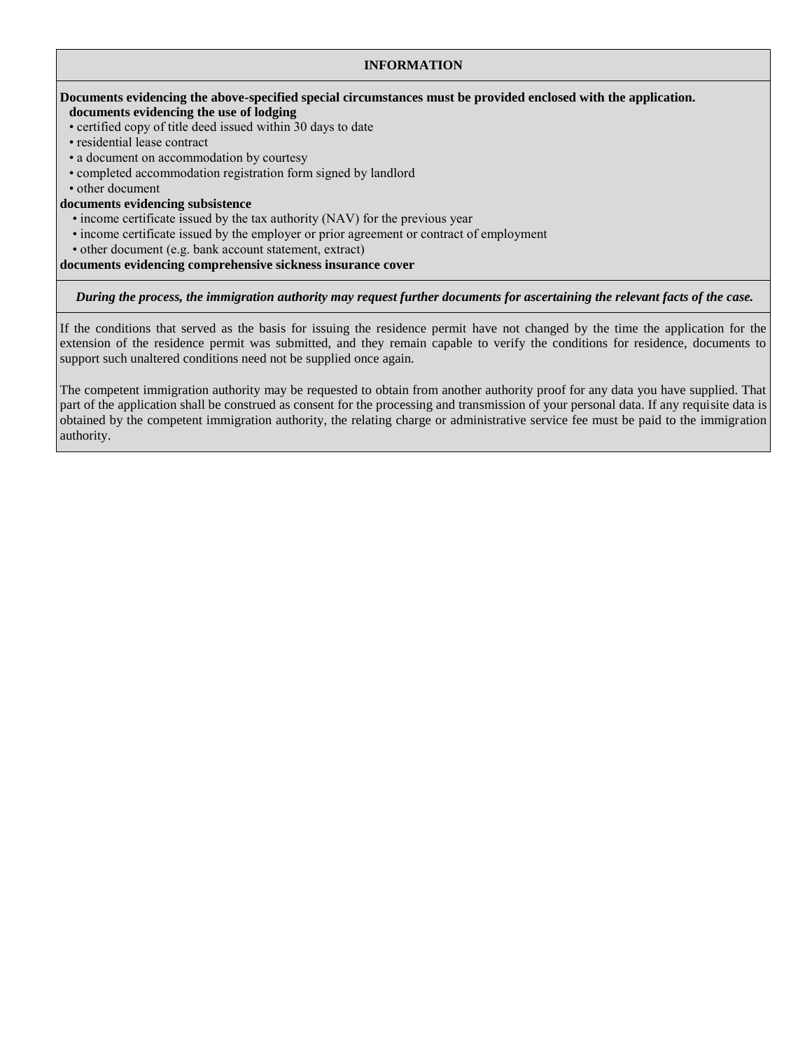## INFORMATION

**Documents evidencing the above-specified special circumstances must be provided enclosed with the application.**

**documents evidencing the use of lodging**

- certified copy of title deed issued within 30 days to date
- residential lease contract
- a document on accommodation by courtesy
- completed accommodation registration form signed by landlord
- other document

**documents evidencing subsistence**

- income certificate issued by the tax authority (NAV) for the previous year
- income certificate issued by the employer or prior agreement or contract of employment
- other document (e.g. bank account statement, extract)

**documents evidencing comprehensive sickness insurance cover**

***During the process, the immigration authority may request further documents for ascertaining the relevant facts of the case.***

If the conditions that served as the basis for issuing the residence permit have not changed by the time the application for the extension of the residence permit was submitted, and they remain capable to verify the conditions for residence, documents to support such unaltered conditions need not be supplied once again.

The competent immigration authority may be requested to obtain from another authority proof for any data you have supplied. That part of the application shall be construed as consent for the processing and transmission of your personal data. If any requisite data is obtained by the competent immigration authority, the relating charge or administrative service fee must be paid to the immigration authority.